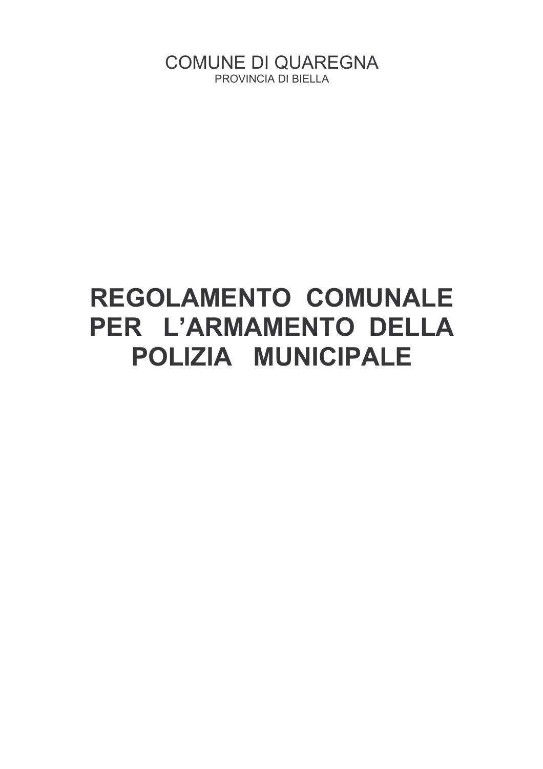COMUNE DI QUAREGNA

PROVINCIA DI BIELLA

# REGOLAMENTO COMUNALE PER L'ARMAMENTO DELLA POLIZIA MUNICIPALE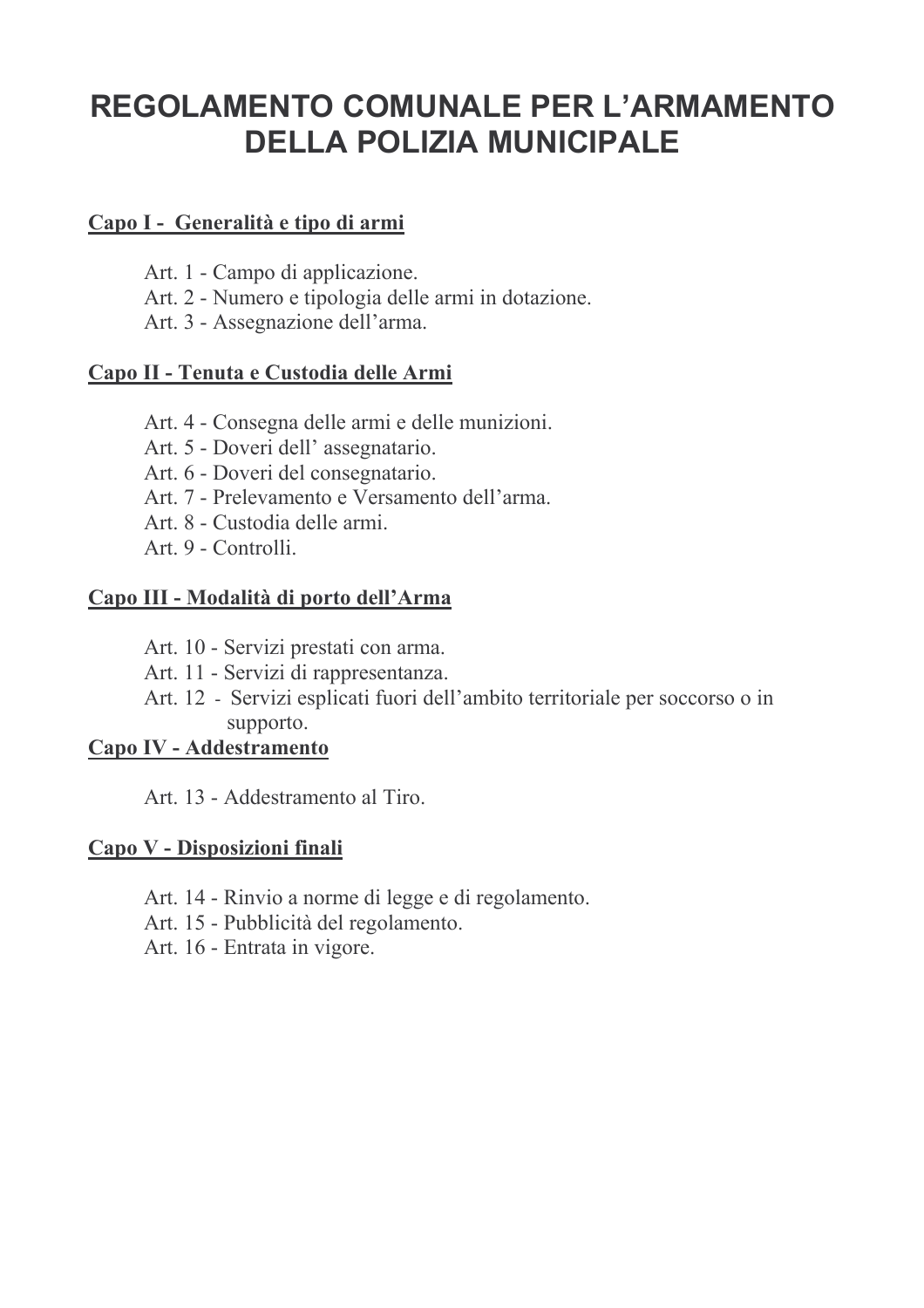# REGOLAMENTO COMUNALE PER L'ARMAMENTO DELLA POLIZIA MUNICIPALE

**Capo I - Generalità e tipo di armi**

Art. 1 - Campo di applicazione.
Art. 2 - Numero e tipologia delle armi in dotazione.
Art. 3 - Assegnazione dell'arma.

**Capo II - Tenuta e Custodia delle Armi**

Art. 4 - Consegna delle armi e delle munizioni.
Art. 5 - Doveri dell' assegnatario.
Art. 6 - Doveri del consegnatario.
Art. 7 - Prelevamento e Versamento dell'arma.
Art. 8 - Custodia delle armi.
Art. 9 - Controlli.

**Capo III - Modalità di porto dell'Arma**

Art. 10 - Servizi prestati con arma.
Art. 11 - Servizi di rappresentanza.
Art. 12 - Servizi esplicati fuori dell'ambito territoriale per soccorso o in supporto.

**Capo IV - Addestramento**

Art. 13 - Addestramento al Tiro.

**Capo V - Disposizioni finali**

Art. 14 - Rinvio a norme di legge e di regolamento.
Art. 15 - Pubblicità del regolamento.
Art. 16 - Entrata in vigore.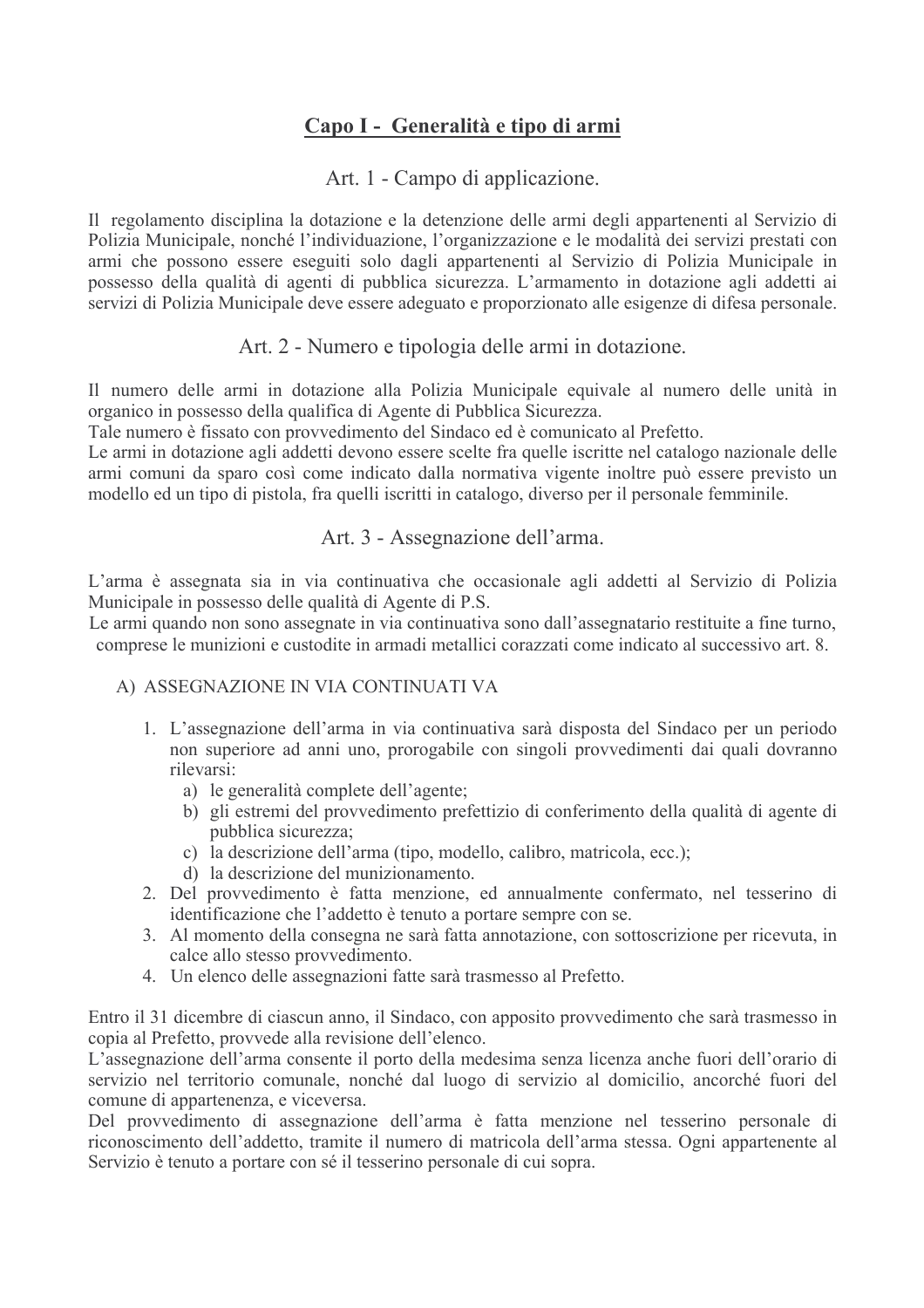## Capo I - Generalità e tipo di armi

### Art. 1 - Campo di applicazione.

Il regolamento disciplina la dotazione e la detenzione delle armi degli appartenenti al Servizio di Polizia Municipale, nonché l'individuazione, l'organizzazione e le modalità dei servizi prestati con armi che possono essere eseguiti solo dagli appartenenti al Servizio di Polizia Municipale in possesso della qualità di agenti di pubblica sicurezza. L'armamento in dotazione agli addetti ai servizi di Polizia Municipale deve essere adeguato e proporzionato alle esigenze di difesa personale.

### Art. 2 - Numero e tipologia delle armi in dotazione.

Il numero delle armi in dotazione alla Polizia Municipale equivale al numero delle unità in organico in possesso della qualifica di Agente di Pubblica Sicurezza.
Tale numero è fissato con provvedimento del Sindaco ed è comunicato al Prefetto.
Le armi in dotazione agli addetti devono essere scelte fra quelle iscritte nel catalogo nazionale delle armi comuni da sparo così come indicato dalla normativa vigente inoltre può essere previsto un modello ed un tipo di pistola, fra quelli iscritti in catalogo, diverso per il personale femminile.

### Art. 3 - Assegnazione dell'arma.

L'arma è assegnata sia in via continuativa che occasionale agli addetti al Servizio di Polizia Municipale in possesso delle qualità di Agente di P.S.
Le armi quando non sono assegnate in via continuativa sono dall'assegnatario restituite a fine turno, comprese le munizioni e custodite in armadi metallici corazzati come indicato al successivo art. 8.

A) ASSEGNAZIONE IN VIA CONTINUATI VA

1. L'assegnazione dell'arma in via continuativa sarà disposta del Sindaco per un periodo non superiore ad anni uno, prorogabile con singoli provvedimenti dai quali dovranno rilevarsi:
   a) le generalità complete dell'agente;
   b) gli estremi del provvedimento prefettizio di conferimento della qualità di agente di pubblica sicurezza;
   c) la descrizione dell'arma (tipo, modello, calibro, matricola, ecc.);
   d) la descrizione del munizionamento.
2. Del provvedimento è fatta menzione, ed annualmente confermato, nel tesserino di identificazione che l'addetto è tenuto a portare sempre con se.
3. Al momento della consegna ne sarà fatta annotazione, con sottoscrizione per ricevuta, in calce allo stesso provvedimento.
4. Un elenco delle assegnazioni fatte sarà trasmesso al Prefetto.

Entro il 31 dicembre di ciascun anno, il Sindaco, con apposito provvedimento che sarà trasmesso in copia al Prefetto, provvede alla revisione dell'elenco.
L'assegnazione dell'arma consente il porto della medesima senza licenza anche fuori dell'orario di servizio nel territorio comunale, nonché dal luogo di servizio al domicilio, ancorché fuori del comune di appartenenza, e viceversa.
Del provvedimento di assegnazione dell'arma è fatta menzione nel tesserino personale di riconoscimento dell'addetto, tramite il numero di matricola dell'arma stessa. Ogni appartenente al Servizio è tenuto a portare con sé il tesserino personale di cui sopra.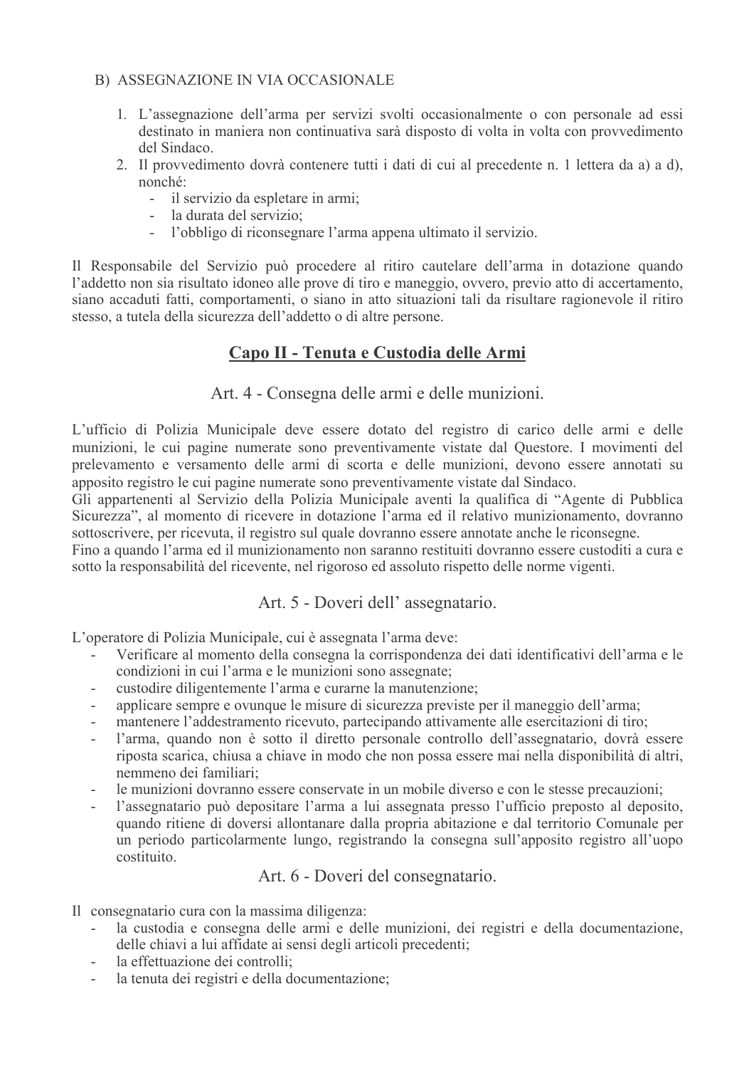B) ASSEGNAZIONE IN VIA OCCASIONALE

1. L'assegnazione dell'arma per servizi svolti occasionalmente o con personale ad essi destinato in maniera non continuativa sarà disposto di volta in volta con provvedimento del Sindaco.
2. Il provvedimento dovrà contenere tutti i dati di cui al precedente n. 1 lettera da a) a d), nonché:
   - il servizio da espletare in armi;
   - la durata del servizio;
   - l'obbligo di riconsegnare l'arma appena ultimato il servizio.

Il Responsabile del Servizio può procedere al ritiro cautelare dell'arma in dotazione quando l'addetto non sia risultato idoneo alle prove di tiro e maneggio, ovvero, previo atto di accertamento, siano accaduti fatti, comportamenti, o siano in atto situazioni tali da risultare ragionevole il ritiro stesso, a tutela della sicurezza dell'addetto o di altre persone.

## Capo II - Tenuta e Custodia delle Armi

### Art. 4 - Consegna delle armi e delle munizioni.

L'ufficio di Polizia Municipale deve essere dotato del registro di carico delle armi e delle munizioni, le cui pagine numerate sono preventivamente vistate dal Questore. I movimenti del prelevamento e versamento delle armi di scorta e delle munizioni, devono essere annotati su apposito registro le cui pagine numerate sono preventivamente vistate dal Sindaco.
Gli appartenenti al Servizio della Polizia Municipale aventi la qualifica di "Agente di Pubblica Sicurezza", al momento di ricevere in dotazione l'arma ed il relativo munizionamento, dovranno sottoscrivere, per ricevuta, il registro sul quale dovranno essere annotate anche le riconsegne.
Fino a quando l'arma ed il munizionamento non saranno restituiti dovranno essere custoditi a cura e sotto la responsabilità del ricevente, nel rigoroso ed assoluto rispetto delle norme vigenti.

### Art. 5 - Doveri dell' assegnatario.

L'operatore di Polizia Municipale, cui è assegnata l'arma deve:

- Verificare al momento della consegna la corrispondenza dei dati identificativi dell'arma e le condizioni in cui l'arma e le munizioni sono assegnate;
- custodire diligentemente l'arma e curarne la manutenzione;
- applicare sempre e ovunque le misure di sicurezza previste per il maneggio dell'arma;
- mantenere l'addestramento ricevuto, partecipando attivamente alle esercitazioni di tiro;
- l'arma, quando non è sotto il diretto personale controllo dell'assegnatario, dovrà essere riposta scarica, chiusa a chiave in modo che non possa essere mai nella disponibilità di altri, nemmeno dei familiari;
- le munizioni dovranno essere conservate in un mobile diverso e con le stesse precauzioni;
- l'assegnatario può depositare l'arma a lui assegnata presso l'ufficio preposto al deposito, quando ritiene di doversi allontanare dalla propria abitazione e dal territorio Comunale per un periodo particolarmente lungo, registrando la consegna sull'apposito registro all'uopo costituito.

### Art. 6 - Doveri del consegnatario.

Il consegnatario cura con la massima diligenza:

- la custodia e consegna delle armi e delle munizioni, dei registri e della documentazione, delle chiavi a lui affidate ai sensi degli articoli precedenti;
- la effettuazione dei controlli;
- la tenuta dei registri e della documentazione;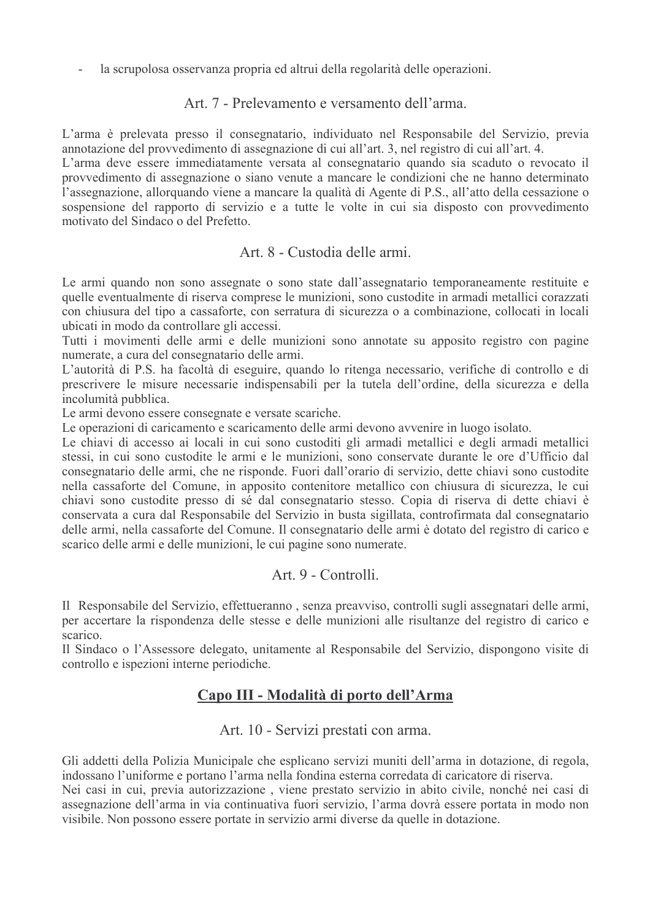- la scrupolosa osservanza propria ed altrui della regolarità delle operazioni.

## Art. 7 - Prelevamento e versamento dell'arma.

L'arma è prelevata presso il consegnatario, individuato nel Responsabile del Servizio, previa annotazione del provvedimento di assegnazione di cui all'art. 3, nel registro di cui all'art. 4.
L'arma deve essere immediatamente versata al consegnatario quando sia scaduto o revocato il provvedimento di assegnazione o siano venute a mancare le condizioni che ne hanno determinato l'assegnazione, allorquando viene a mancare la qualità di Agente di P.S., all'atto della cessazione o sospensione del rapporto di servizio e a tutte le volte in cui sia disposto con provvedimento motivato del Sindaco o del Prefetto.

## Art. 8 - Custodia delle armi.

Le armi quando non sono assegnate o sono state dall'assegnatario temporaneamente restituite e quelle eventualmente di riserva comprese le munizioni, sono custodite in armadi metallici corazzati con chiusura del tipo a cassaforte, con serratura di sicurezza o a combinazione, collocati in locali ubicati in modo da controllare gli accessi.
Tutti i movimenti delle armi e delle munizioni sono annotate su apposito registro con pagine numerate, a cura del consegnatario delle armi.
L'autorità di P.S. ha facoltà di eseguire, quando lo ritenga necessario, verifiche di controllo e di prescrivere le misure necessarie indispensabili per la tutela dell'ordine, della sicurezza e della incolumità pubblica.
Le armi devono essere consegnate e versate scariche.
Le operazioni di caricamento e scaricamento delle armi devono avvenire in luogo isolato.
Le chiavi di accesso ai locali in cui sono custoditi gli armadi metallici e degli armadi metallici stessi, in cui sono custodite le armi e le munizioni, sono conservate durante le ore d'Ufficio dal consegnatario delle armi, che ne risponde. Fuori dall'orario di servizio, dette chiavi sono custodite nella cassaforte del Comune, in apposito contenitore metallico con chiusura di sicurezza, le cui chiavi sono custodite presso di sé dal consegnatario stesso. Copia di riserva di dette chiavi è conservata a cura dal Responsabile del Servizio in busta sigillata, controfirmata dal consegnatario delle armi, nella cassaforte del Comune. Il consegnatario delle armi è dotato del registro di carico e scarico delle armi e delle munizioni, le cui pagine sono numerate.

## Art. 9 - Controlli.

Il Responsabile del Servizio, effettueranno , senza preavviso, controlli sugli assegnatari delle armi, per accertare la rispondenza delle stesse e delle munizioni alle risultanze del registro di carico e scarico.
Il Sindaco o l'Assessore delegato, unitamente al Responsabile del Servizio, dispongono visite di controllo e ispezioni interne periodiche.

# Capo III - Modalità di porto dell'Arma

## Art. 10 - Servizi prestati con arma.

Gli addetti della Polizia Municipale che esplicano servizi muniti dell'arma in dotazione, di regola, indossano l'uniforme e portano l'arma nella fondina esterna corredata di caricatore di riserva.
Nei casi in cui, previa autorizzazione , viene prestato servizio in abito civile, nonché nei casi di assegnazione dell'arma in via continuativa fuori servizio, l'arma dovrà essere portata in modo non visibile. Non possono essere portate in servizio armi diverse da quelle in dotazione.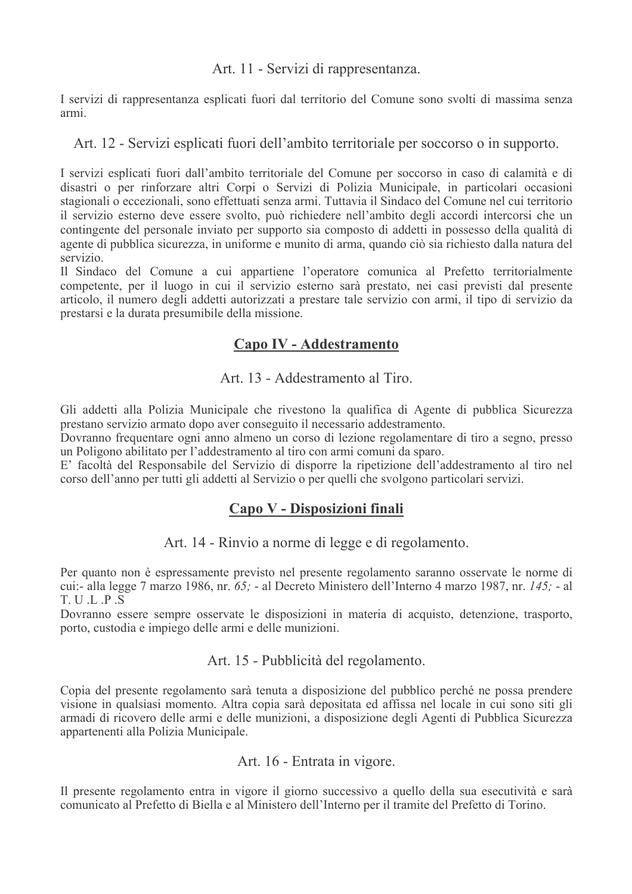### Art. 11 - Servizi di rappresentanza.

I servizi di rappresentanza esplicati fuori dal territorio del Comune sono svolti di massima senza armi.

### Art. 12 - Servizi esplicati fuori dell'ambito territoriale per soccorso o in supporto.

I servizi esplicati fuori dall'ambito territoriale del Comune per soccorso in caso di calamità e di disastri o per rinforzare altri Corpi o Servizi di Polizia Municipale, in particolari occasioni stagionali o eccezionali, sono effettuati senza armi. Tuttavia il Sindaco del Comune nel cui territorio il servizio esterno deve essere svolto, può richiedere nell'ambito degli accordi intercorsi che un contingente del personale inviato per supporto sia composto di addetti in possesso della qualità di agente di pubblica sicurezza, in uniforme e munito di arma, quando ciò sia richiesto dalla natura del servizio.
Il Sindaco del Comune a cui appartiene l'operatore comunica al Prefetto territorialmente competente, per il luogo in cui il servizio esterno sarà prestato, nei casi previsti dal presente articolo, il numero degli addetti autorizzati a prestare tale servizio con armi, il tipo di servizio da prestarsi e la durata presumibile della missione.

## Capo IV - Addestramento

### Art. 13 - Addestramento al Tiro.

Gli addetti alla Polizia Municipale che rivestono la qualifica di Agente di pubblica Sicurezza prestano servizio armato dopo aver conseguito il necessario addestramento.
Dovranno frequentare ogni anno almeno un corso di lezione regolamentare di tiro a segno, presso un Poligono abilitato per l'addestramento al tiro con armi comuni da sparo.
E' facoltà del Responsabile del Servizio di disporre la ripetizione dell'addestramento al tiro nel corso dell'anno per tutti gli addetti al Servizio o per quelli che svolgono particolari servizi.

## Capo V - Disposizioni finali

### Art. 14 - Rinvio a norme di legge e di regolamento.

Per quanto non è espressamente previsto nel presente regolamento saranno osservate le norme di cui:- alla legge 7 marzo 1986, nr. *65;* - al Decreto Ministero dell'Interno 4 marzo 1987, nr. *145;* - al T. U .L .P .S
Dovranno essere sempre osservate le disposizioni in materia di acquisto, detenzione, trasporto, porto, custodia e impiego delle armi e delle munizioni.

### Art. 15 - Pubblicità del regolamento.

Copia del presente regolamento sarà tenuta a disposizione del pubblico perché ne possa prendere visione in qualsiasi momento. Altra copia sarà depositata ed affissa nel locale in cui sono siti gli armadi di ricovero delle armi e delle munizioni, a disposizione degli Agenti di Pubblica Sicurezza appartenenti alla Polizia Municipale.

### Art. 16 - Entrata in vigore.

Il presente regolamento entra in vigore il giorno successivo a quello della sua esecutività e sarà comunicato al Prefetto di Biella e al Ministero dell'Interno per il tramite del Prefetto di Torino.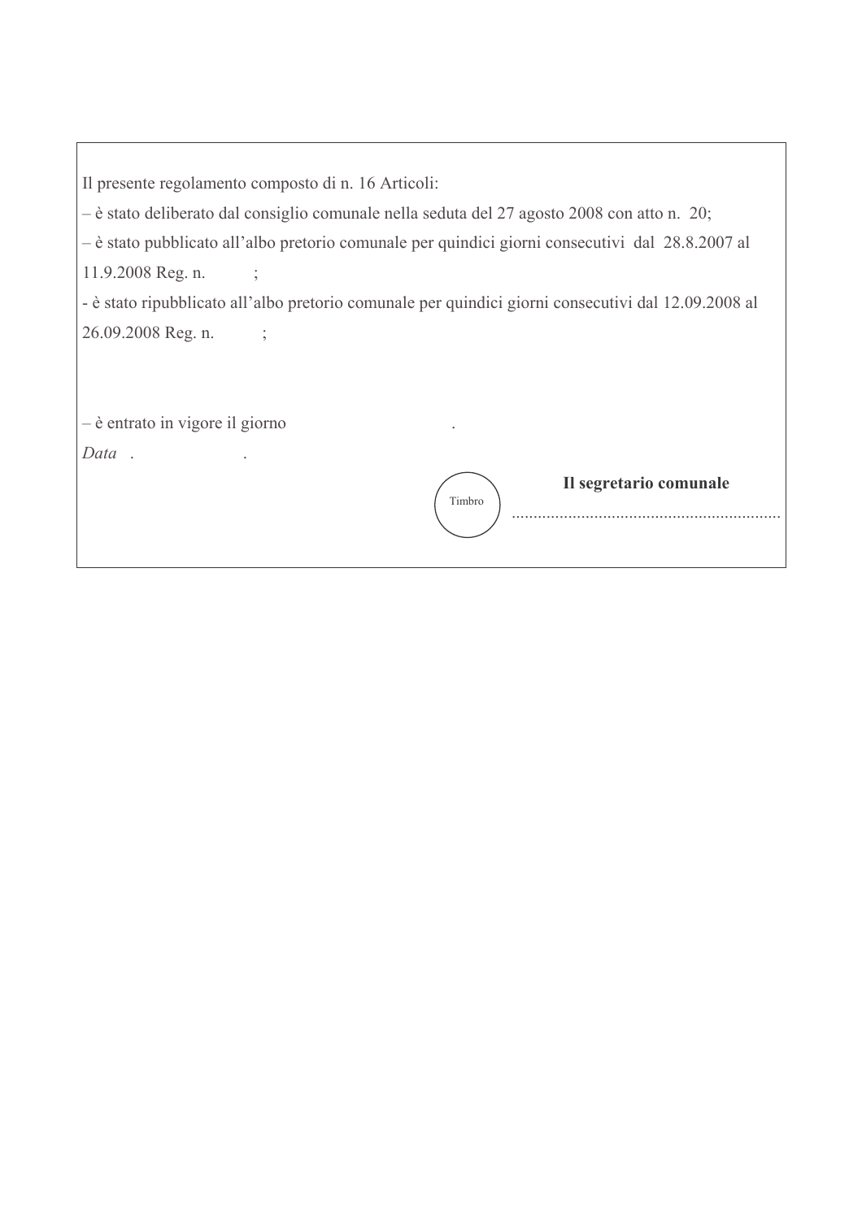Il presente regolamento composto di n. 16 Articoli:

– è stato deliberato dal consiglio comunale nella seduta del 27 agosto 2008 con atto n. 20;

– è stato pubblicato all'albo pretorio comunale per quindici giorni consecutivi dal 28.8.2007 al 11.9.2008 Reg. n. ;

- è stato ripubblicato all'albo pretorio comunale per quindici giorni consecutivi dal 12.09.2008 al 26.09.2008 Reg. n. ;

– è entrato in vigore il giorno .

*Data* . .

Timbro

**Il segretario comunale**

.............................................................